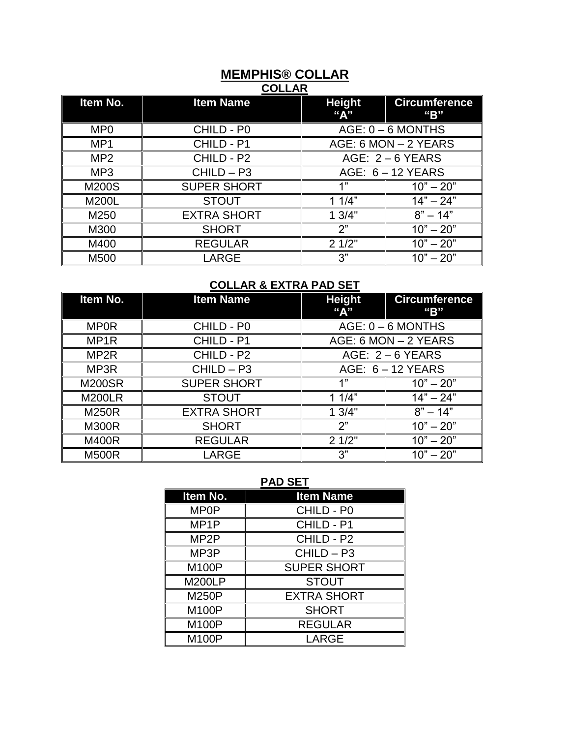# MEMPHIS® COLLAR

## COLLAR

| Item No. | Item Name | Height "A" | Circumference "B" |
|---|---|---|---|
| MP0 | CHILD - P0 | AGE: 0 – 6 MONTHS | |
| MP1 | CHILD - P1 | AGE: 6 MON – 2 YEARS | |
| MP2 | CHILD - P2 | AGE: 2 – 6 YEARS | |
| MP3 | CHILD – P3 | AGE: 6 – 12 YEARS | |
| M200S | SUPER SHORT | 1" | 10" – 20" |
| M200L | STOUT | 1 1/4" | 14" – 24" |
| M250 | EXTRA SHORT | 1 3/4" | 8" – 14" |
| M300 | SHORT | 2" | 10" – 20" |
| M400 | REGULAR | 2 1/2" | 10" – 20" |
| M500 | LARGE | 3" | 10" – 20" |

## COLLAR & EXTRA PAD SET

| Item No. | Item Name | Height "A" | Circumference "B" |
|---|---|---|---|
| MP0R | CHILD - P0 | AGE: 0 – 6 MONTHS | |
| MP1R | CHILD - P1 | AGE: 6 MON – 2 YEARS | |
| MP2R | CHILD - P2 | AGE: 2 – 6 YEARS | |
| MP3R | CHILD – P3 | AGE: 6 – 12 YEARS | |
| M200SR | SUPER SHORT | 1" | 10" – 20" |
| M200LR | STOUT | 1 1/4" | 14" – 24" |
| M250R | EXTRA SHORT | 1 3/4" | 8" – 14" |
| M300R | SHORT | 2" | 10" – 20" |
| M400R | REGULAR | 2 1/2" | 10" – 20" |
| M500R | LARGE | 3" | 10" – 20" |

## PAD SET

| Item No. | Item Name |
|---|---|
| MP0P | CHILD - P0 |
| MP1P | CHILD - P1 |
| MP2P | CHILD - P2 |
| MP3P | CHILD – P3 |
| M100P | SUPER SHORT |
| M200LP | STOUT |
| M250P | EXTRA SHORT |
| M100P | SHORT |
| M100P | REGULAR |
| M100P | LARGE |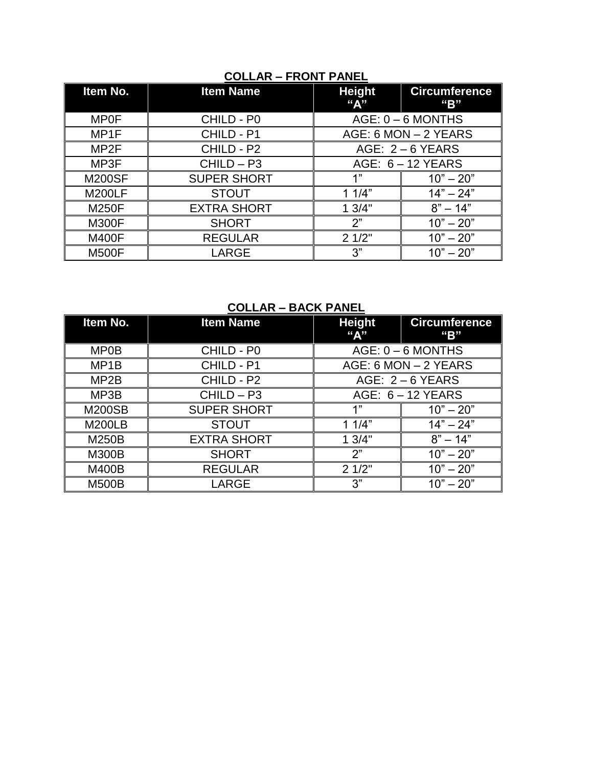**COLLAR – FRONT PANEL**

| Item No. | Item Name | Height "A" | Circumference "B" |
|---|---|---|---|
| MP0F | CHILD - P0 | AGE: 0 – 6 MONTHS | |
| MP1F | CHILD - P1 | AGE: 6 MON – 2 YEARS | |
| MP2F | CHILD - P2 | AGE: 2 – 6 YEARS | |
| MP3F | CHILD – P3 | AGE: 6 – 12 YEARS | |
| M200SF | SUPER SHORT | 1" | 10" – 20" |
| M200LF | STOUT | 1 1/4" | 14" – 24" |
| M250F | EXTRA SHORT | 1 3/4" | 8" – 14" |
| M300F | SHORT | 2" | 10" – 20" |
| M400F | REGULAR | 2 1/2" | 10" – 20" |
| M500F | LARGE | 3" | 10" – 20" |

**COLLAR – BACK PANEL**

| Item No. | Item Name | Height "A" | Circumference "B" |
|---|---|---|---|
| MP0B | CHILD - P0 | AGE: 0 – 6 MONTHS | |
| MP1B | CHILD - P1 | AGE: 6 MON – 2 YEARS | |
| MP2B | CHILD - P2 | AGE: 2 – 6 YEARS | |
| MP3B | CHILD – P3 | AGE: 6 – 12 YEARS | |
| M200SB | SUPER SHORT | 1" | 10" – 20" |
| M200LB | STOUT | 1 1/4" | 14" – 24" |
| M250B | EXTRA SHORT | 1 3/4" | 8" – 14" |
| M300B | SHORT | 2" | 10" – 20" |
| M400B | REGULAR | 2 1/2" | 10" – 20" |
| M500B | LARGE | 3" | 10" – 20" |